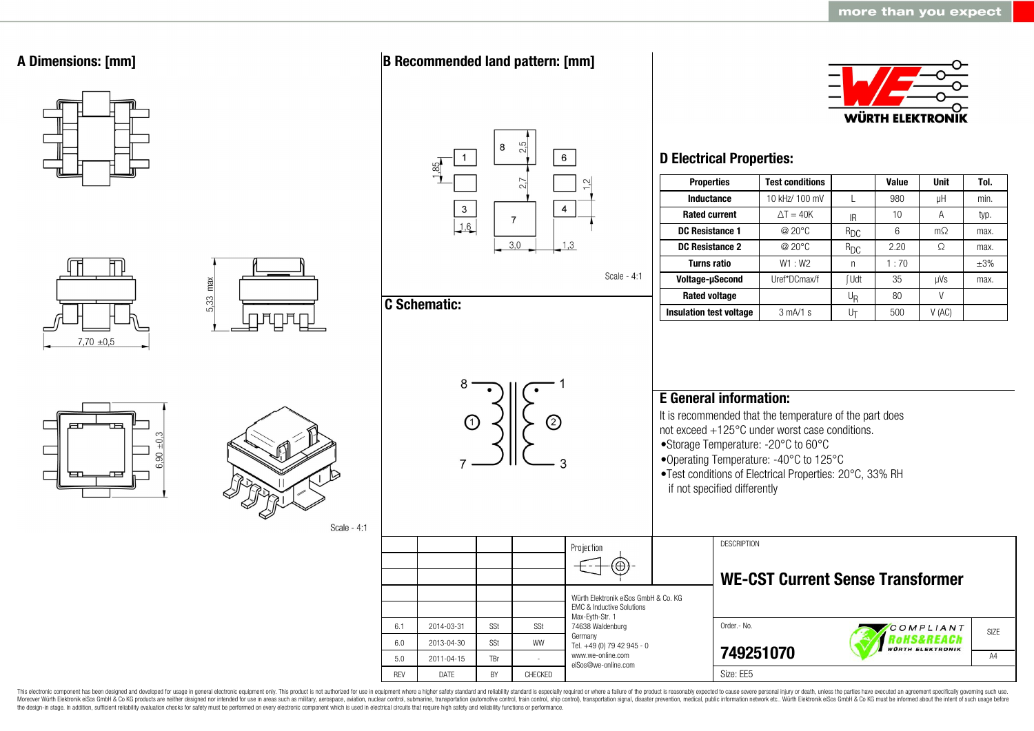more than you expect

## A Dimensions: [mm]

7,70 ±0,5

5,33 max

6,90 ±0,3

Scale - 4:1

## B Recommended land pattern: [mm]

1.85 2,5 2,7 1,2 1,6 3,0 1,3

Scale - 4:1

## C Schematic:

8 1 ① ② 7 3

WÜRTH ELEKTRONIK

## D Electrical Properties:

| Properties | Test conditions | | Value | Unit | Tol. |
|---|---|---|---|---|---|
| Inductance | 10 kHz/ 100 mV | L | 980 | µH | min. |
| Rated current | ΔT = 40K | $I_R$ | 10 | A | typ. |
| DC Resistance 1 | @ 20°C | $R_{DC}$ | 6 | mΩ | max. |
| DC Resistance 2 | @ 20°C | $R_{DC}$ | 2.20 | Ω | max. |
| Turns ratio | W1 : W2 | n | 1 : 70 | | ±3% |
| Voltage-µSecond | Uref*DCmax/f | ∫Udt | 35 | µVs | max. |
| Rated voltage | | $U_R$ | 80 | V | |
| Insulation test voltage | 3 mA/1 s | $U_T$ | 500 | V (AC) | |

## E General information:

It is recommended that the temperature of the part does not exceed +125°C under worst case conditions.

- Storage Temperature: -20°C to 60°C
- Operating Temperature: -40°C to 125°C
- Test conditions of Electrical Properties: 20°C, 33% RH if not specified differently

| REV | DATE | BY | CHECKED |
|---|---|---|---|
| 6.1 | 2014-03-31 | SSt | SSt |
| 6.0 | 2013-04-30 | SSt | WW |
| 5.0 | 2011-04-15 | TBr | - |

Projection

Würth Elektronik eiSos GmbH & Co. KG
EMC & Inductive Solutions
Max-Eyth-Str. 1
74638 Waldenburg
Germany
Tel. +49 (0) 79 42 945 - 0
www.we-online.com
eiSos@we-online.com

DESCRIPTION

**WE-CST Current Sense Transformer**

Order.- No.

**749251070**

COMPLIANT RoHS&REACh WÜRTH ELEKTRONIK

SIZE A4

Size: EE5

This electronic component has been designed and developed for usage in general electronic equipment only. This product is not authorized for use in equipment where a higher safety standard and reliability standard is especially required or where a failure of the product is reasonably expected to cause severe personal injury or death, unless the parties have executed an agreement specifically governing such use. Moreover Würth Elektronik eiSos GmbH & Co KG products are neither designed nor intended for use in areas such as military, aerospace, aviation, nuclear control, submarine, transportation (automotive control, train control, ship control), transportation signal, disaster prevention, medical, public information network etc.. Würth Elektronik eiSos GmbH & Co KG must be informed about the intent of such usage before the design-in stage. In addition, sufficient reliability evaluation checks for safety must be performed on every electronic component which is used in electrical circuits that require high safety and reliability functions or performance.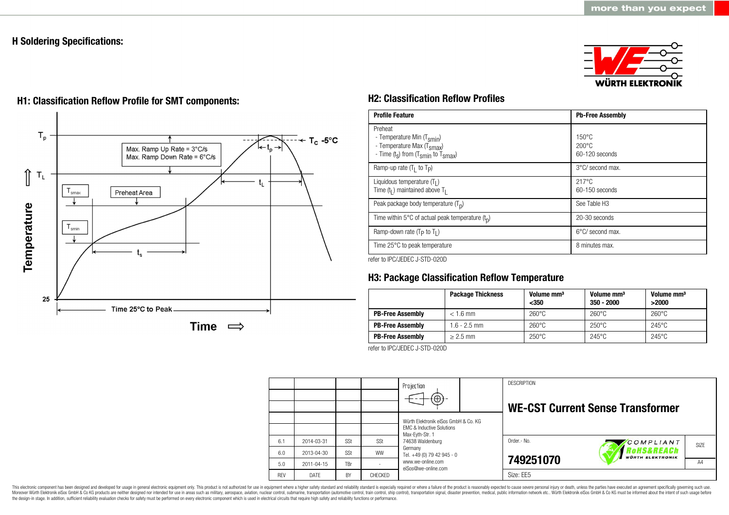## H Soldering Specifications:

### H1: Classification Reflow Profile for SMT components:

$T_p$

$T_C$ -5°C

$t_p$

Max. Ramp Up Rate = 3°C/s
Max. Ramp Down Rate = 6°C/s

$T_L$

$t_L$

$T_{smax}$

Preheat Area

$T_{smin}$

$t_s$

Temperature

25

Time 25°C to Peak

Time ⇨

### H2: Classification Reflow Profiles

| Profile Feature | Pb-Free Assembly |
|---|---|
| Preheat<br>- Temperature Min ($T_{smin}$)<br>- Temperature Max ($T_{smax}$)<br>- Time ($t_s$) from ($T_{smin}$ to $T_{smax}$) | <br>150°C<br>200°C<br>60-120 seconds |
| Ramp-up rate ($T_L$ to $T_P$) | 3°C/ second max. |
| Liquidous temperature ($T_L$)<br>Time ($t_L$) maintained above $T_L$ | 217°C<br>60-150 seconds |
| Peak package body temperature ($T_p$) | See Table H3 |
| Time within 5°C of actual peak temperature ($t_p$) | 20-30 seconds |
| Ramp-down rate ($T_P$ to $T_L$) | 6°C/ second max. |
| Time 25°C to peak temperature | 8 minutes max. |

refer to IPC/JEDEC J-STD-020D

### H3: Package Classification Reflow Temperature

| | Package Thickness | Volume mm³ <350 | Volume mm³ 350 - 2000 | Volume mm³ >2000 |
|---|---|---|---|---|
| **PB-Free Assembly** | < 1.6 mm | 260°C | 260°C | 260°C |
| **PB-Free Assembly** | 1.6 - 2.5 mm | 260°C | 250°C | 245°C |
| **PB-Free Assembly** | ≥ 2.5 mm | 250°C | 245°C | 245°C |

refer to IPC/JEDEC J-STD-020D

| REV | DATE | BY | CHECKED |
|---|---|---|---|
| 6.1 | 2014-03-31 | SSt | SSt |
| 6.0 | 2013-04-30 | SSt | WW |
| 5.0 | 2011-04-15 | TBr | - |

Projection

Würth Elektronik eiSos GmbH & Co. KG
EMC & Inductive Solutions
Max-Eyth-Str. 1
74638 Waldenburg
Germany
Tel. +49 (0) 79 42 945 - 0
www.we-online.com
eiSos@we-online.com

DESCRIPTION

**WE-CST Current Sense Transformer**

Order.- No.

**749251070**

COMPLIANT RoHS&REACh WÜRTH ELEKTRONIK

SIZE A4

Size: EE5

This electronic component has been designed and developed for usage in general electronic equipment only. This product is not authorized for use in equipment where a higher safety standard and reliability standard is especially required or where a failure of the product is reasonably expected to cause severe personal injury or death, unless the parties have executed an agreement specifically governing such use. Moreover Würth Elektronik eiSos GmbH & Co KG products are neither designed nor intended for use in areas such as military, aerospace, aviation, nuclear control, submarine, transportation (automotive control, train control, ship control), transportation signal, disaster prevention, medical, public information network etc.. Würth Elektronik eiSos GmbH & Co KG must be informed about the intent of such usage before the design-in stage. In addition, sufficient reliability evaluation checks for safety must be performed on every electronic component which is used in electrical circuits that require high safety and reliability functions or performance.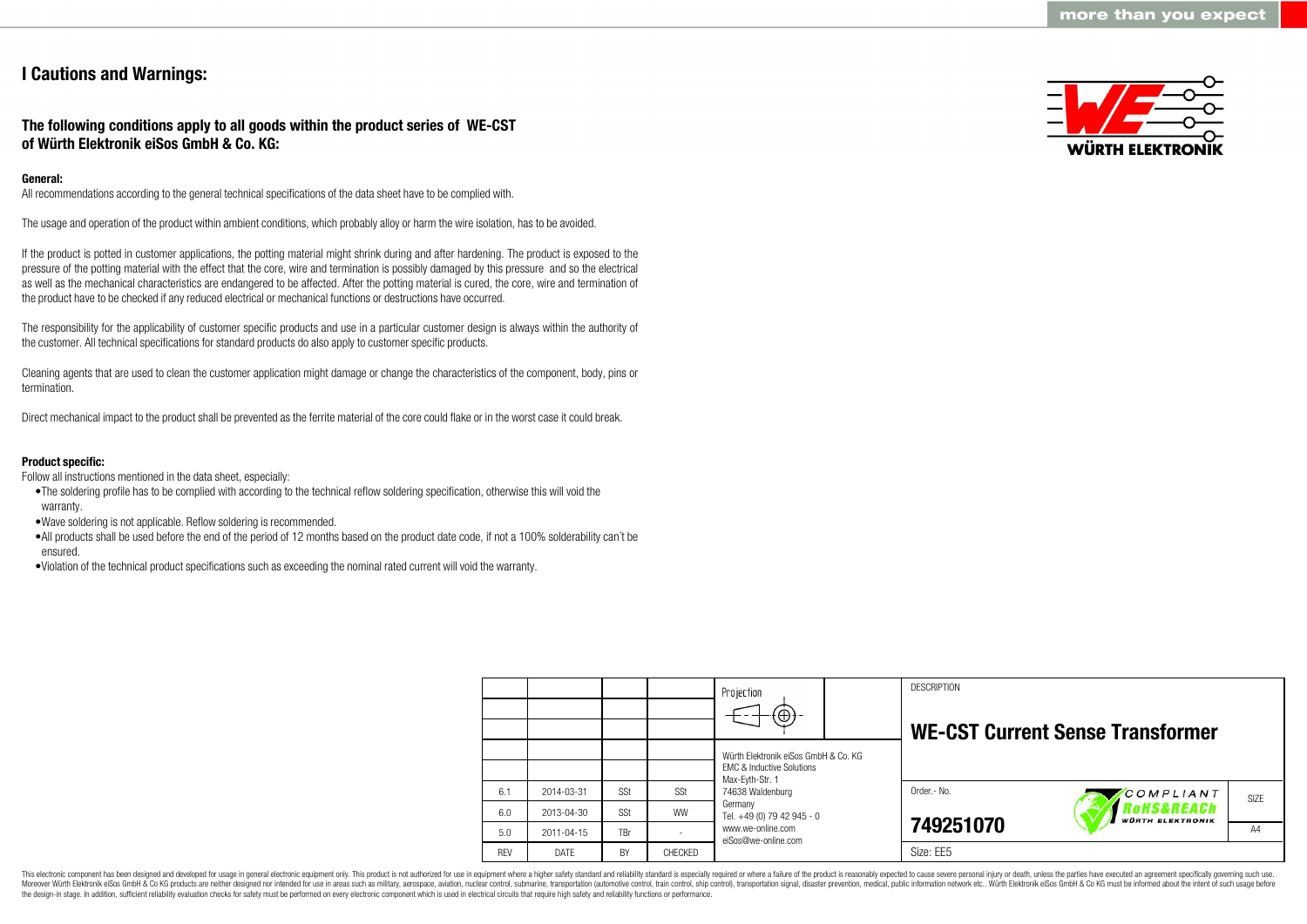# I Cautions and Warnings:

## The following conditions apply to all goods within the product series of WE-CST of Würth Elektronik eiSos GmbH & Co. KG:

**General:**

All recommendations according to the general technical specifications of the data sheet have to be complied with.

The usage and operation of the product within ambient conditions, which probably alloy or harm the wire isolation, has to be avoided.

If the product is potted in customer applications, the potting material might shrink during and after hardening. The product is exposed to the pressure of the potting material with the effect that the core, wire and termination is possibly damaged by this pressure and so the electrical as well as the mechanical characteristics are endangered to be affected. After the potting material is cured, the core, wire and termination of the product have to be checked if any reduced electrical or mechanical functions or destructions have occurred.

The responsibility for the applicability of customer specific products and use in a particular customer design is always within the authority of the customer. All technical specifications for standard products do also apply to customer specific products.

Cleaning agents that are used to clean the customer application might damage or change the characteristics of the component, body, pins or termination.

Direct mechanical impact to the product shall be prevented as the ferrite material of the core could flake or in the worst case it could break.

**Product specific:**

Follow all instructions mentioned in the data sheet, especially:

- The soldering profile has to be complied with according to the technical reflow soldering specification, otherwise this will void the warranty.
- Wave soldering is not applicable. Reflow soldering is recommended.
- All products shall be used before the end of the period of 12 months based on the product date code, if not a 100% solderability can´t be ensured.
- Violation of the technical product specifications such as exceeding the nominal rated current will void the warranty.

| REV | DATE | BY | CHECKED |
|---|---|---|---|
| 6.1 | 2014-03-31 | SSt | SSt |
| 6.0 | 2013-04-30 | SSt | WW |
| 5.0 | 2011-04-15 | TBr | - |

Projection

Würth Elektronik eiSos GmbH & Co. KG
EMC & Inductive Solutions
Max-Eyth-Str. 1
74638 Waldenburg
Germany
Tel. +49 (0) 79 42 945 - 0
www.we-online.com
eiSos@we-online.com

DESCRIPTION

**WE-CST Current Sense Transformer**

Order.- No.

**749251070**

COMPLIANT RoHS&REACh WÜRTH ELEKTRONIK

SIZE: A4

Size: EE5

This electronic component has been designed and developed for usage in general electronic equipment only. This product is not authorized for use in equipment where a higher safety standard and reliability standard is especially required or where a failure of the product is reasonably expected to cause severe personal injury or death, unless the parties have executed an agreement specifically governing such use. Moreover Würth Elektronik eiSos GmbH & Co KG products are neither designed nor intended for use in areas such as military, aerospace, aviation, nuclear control, submarine, transportation (automotive control, train control, ship control), transportation signal, disaster prevention, medical, public information network etc.. Würth Elektronik eiSos GmbH & Co KG must be informed about the intent of such usage before the design-in stage. In addition, sufficient reliability evaluation checks for safety must be performed on every electronic component which is used in electrical circuits that require high safety and reliability functions or performance.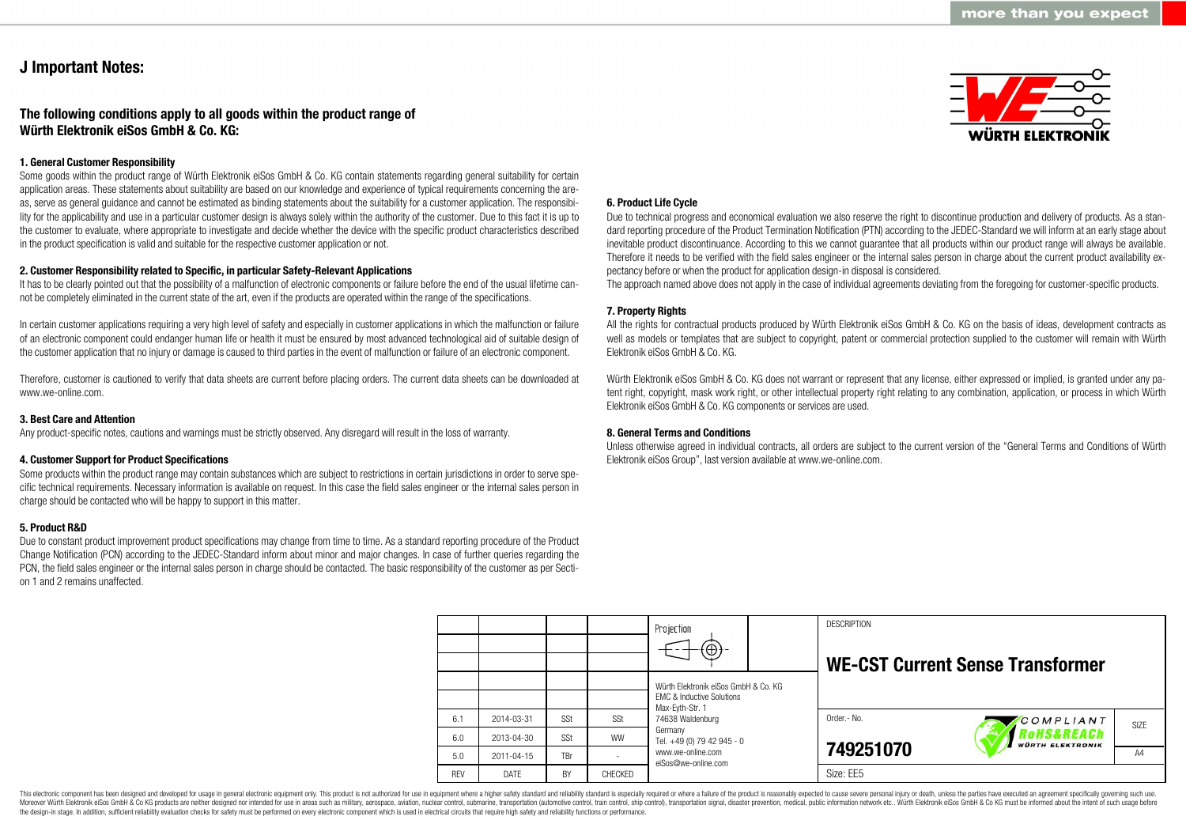## J Important Notes:

### The following conditions apply to all goods within the product range of Würth Elektronik eiSos GmbH & Co. KG:

**1. General Customer Responsibility**

Some goods within the product range of Würth Elektronik eiSos GmbH & Co. KG contain statements regarding general suitability for certain application areas. These statements about suitability are based on our knowledge and experience of typical requirements concerning the areas, serve as general guidance and cannot be estimated as binding statements about the suitability for a customer application. The responsibility for the applicability and use in a particular customer design is always solely within the authority of the customer. Due to this fact it is up to the customer to evaluate, where appropriate to investigate and decide whether the device with the specific product characteristics described in the product specification is valid and suitable for the respective customer application or not.

**2. Customer Responsibility related to Specific, in particular Safety-Relevant Applications**

It has to be clearly pointed out that the possibility of a malfunction of electronic components or failure before the end of the usual lifetime cannot be completely eliminated in the current state of the art, even if the products are operated within the range of the specifications.

In certain customer applications requiring a very high level of safety and especially in customer applications in which the malfunction or failure of an electronic component could endanger human life or health it must be ensured by most advanced technological aid of suitable design of the customer application that no injury or damage is caused to third parties in the event of malfunction or failure of an electronic component.

Therefore, customer is cautioned to verify that data sheets are current before placing orders. The current data sheets can be downloaded at www.we-online.com.

**3. Best Care and Attention**

Any product-specific notes, cautions and warnings must be strictly observed. Any disregard will result in the loss of warranty.

**4. Customer Support for Product Specifications**

Some products within the product range may contain substances which are subject to restrictions in certain jurisdictions in order to serve specific technical requirements. Necessary information is available on request. In this case the field sales engineer or the internal sales person in charge should be contacted who will be happy to support in this matter.

**5. Product R&D**

Due to constant product improvement product specifications may change from time to time. As a standard reporting procedure of the Product Change Notification (PCN) according to the JEDEC-Standard inform about minor and major changes. In case of further queries regarding the PCN, the field sales engineer or the internal sales person in charge should be contacted. The basic responsibility of the customer as per Section 1 and 2 remains unaffected.

**6. Product Life Cycle**

Due to technical progress and economical evaluation we also reserve the right to discontinue production and delivery of products. As a standard reporting procedure of the Product Termination Notification (PTN) according to the JEDEC-Standard we will inform at an early stage about inevitable product discontinuance. According to this we cannot guarantee that all products within our product range will always be available. Therefore it needs to be verified with the field sales engineer or the internal sales person in charge about the current product availability expectancy before or when the product for application design-in disposal is considered.

The approach named above does not apply in the case of individual agreements deviating from the foregoing for customer-specific products.

**7. Property Rights**

All the rights for contractual products produced by Würth Elektronik eiSos GmbH & Co. KG on the basis of ideas, development contracts as well as models or templates that are subject to copyright, patent or commercial protection supplied to the customer will remain with Würth Elektronik eiSos GmbH & Co. KG.

Würth Elektronik eiSos GmbH & Co. KG does not warrant or represent that any license, either expressed or implied, is granted under any patent right, copyright, mask work right, or other intellectual property right relating to any combination, application, or process in which Würth Elektronik eiSos GmbH & Co. KG components or services are used.

**8. General Terms and Conditions**

Unless otherwise agreed in individual contracts, all orders are subject to the current version of the "General Terms and Conditions of Würth Elektronik eiSos Group", last version available at www.we-online.com.

| | | | | | |
|---|---|---|---|---|---|
| | | | | Projection | DESCRIPTION: **WE-CST Current Sense Transformer** |
| | | | | Würth Elektronik eiSos GmbH & Co. KG, EMC & Inductive Solutions, Max-Eyth-Str. 1, 74638 Waldenburg, Germany, Tel. +49 (0) 79 42 945 - 0, www.we-online.com, eiSos@we-online.com | |
| 6.1 | 2014-03-31 | SSt | SSt | | Order.- No. **749251070** (COMPLIANT RoHS&REACh, SIZE A4) |
| 6.0 | 2013-04-30 | SSt | WW | | |
| 5.0 | 2011-04-15 | TBr | - | | |
| REV | DATE | BY | CHECKED | | Size: EE5 |

This electronic component has been designed and developed for usage in general electronic equipment only. This product is not authorized for use in equipment where a higher safety standard and reliability standard is especially required or where a failure of the product is reasonably expected to cause severe personal injury or death, unless the parties have executed an agreement specifically governing such use. Moreover Würth Elektronik eiSos GmbH & Co KG products are neither designed nor intended for use in areas such as military, aerospace, aviation, nuclear control, submarine, transportation (automotive control, train control, ship control), transportation signal, disaster prevention, medical, public information network etc.. Würth Elektronik eiSos GmbH & Co KG must be informed about the intent of such usage before the design-in stage. In addition, sufficient reliability evaluation checks for safety must be performed on every electronic component which is used in electrical circuits that require high safety and reliability functions or performance.